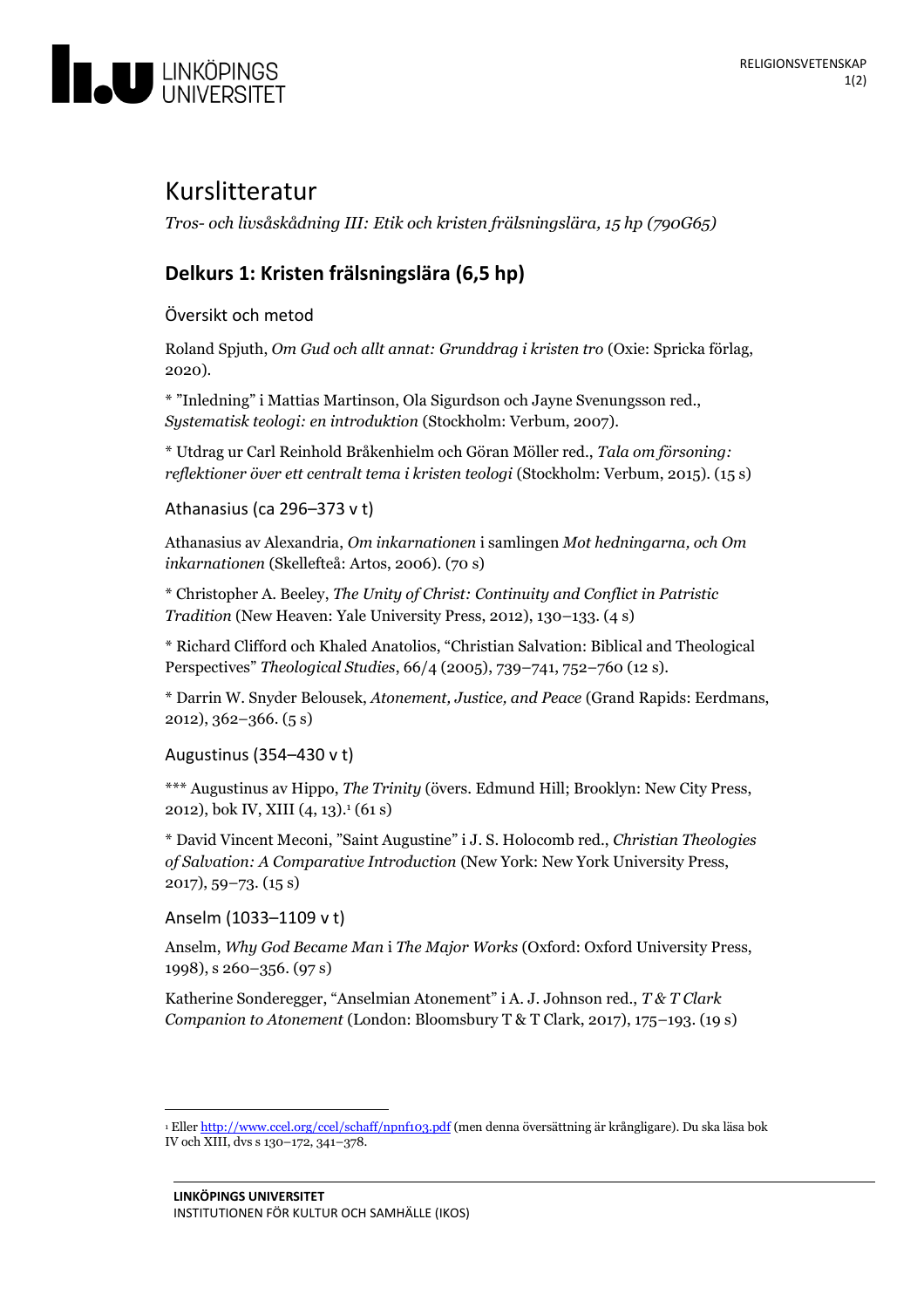# Kurslitteratur

*Tros- och livsåskådning III: Etik och kristen frälsningslära, 15 hp (790G65)*

## Delkurs 1: Kristen frälsningslära (6,5 hp)

### Översikt och metod

Roland Spjuth, *Om Gud och allt annat: Grunddrag i kristen tro* (Oxie: Spricka förlag, 2020).

* "Inledning" i Mattias Martinson, Ola Sigurdson och Jayne Svenungsson red., *Systematisk teologi: en introduktion* (Stockholm: Verbum, 2007).

* Utdrag ur Carl Reinhold Bråkenhielm och Göran Möller red., *Tala om försoning: reflektioner över ett centralt tema i kristen teologi* (Stockholm: Verbum, 2015). (15 s)

### Athanasius (ca 296–373 v t)

Athanasius av Alexandria, *Om inkarnationen* i samlingen *Mot hedningarna, och Om inkarnationen* (Skellefteå: Artos, 2006). (70 s)

* Christopher A. Beeley, *The Unity of Christ: Continuity and Conflict in Patristic Tradition* (New Heaven: Yale University Press, 2012), 130–133. (4 s)

* Richard Clifford och Khaled Anatolios, "Christian Salvation: Biblical and Theological Perspectives" *Theological Studies*, 66/4 (2005), 739–741, 752–760 (12 s).

* Darrin W. Snyder Belousek, *Atonement, Justice, and Peace* (Grand Rapids: Eerdmans, 2012), 362–366. (5 s)

### Augustinus (354–430 v t)

*** Augustinus av Hippo, *The Trinity* (övers. Edmund Hill; Brooklyn: New City Press, 2012), bok IV, XIII (4, 13).[1] (61 s)

* David Vincent Meconi, "Saint Augustine" i J. S. Holocomb red., *Christian Theologies of Salvation: A Comparative Introduction* (New York: New York University Press, 2017), 59–73. (15 s)

### Anselm (1033–1109 v t)

Anselm, *Why God Became Man* i *The Major Works* (Oxford: Oxford University Press, 1998), s 260–356. (97 s)

Katherine Sonderegger, "Anselmian Atonement" i A. J. Johnson red., *T & T Clark Companion to Atonement* (London: Bloomsbury T & T Clark, 2017), 175–193. (19 s)

---

[1] Eller http://www.ccel.org/ccel/schaff/npnf103.pdf (men denna översättning är krångligare). Du ska läsa bok IV och XIII, dvs s 130–172, 341–378.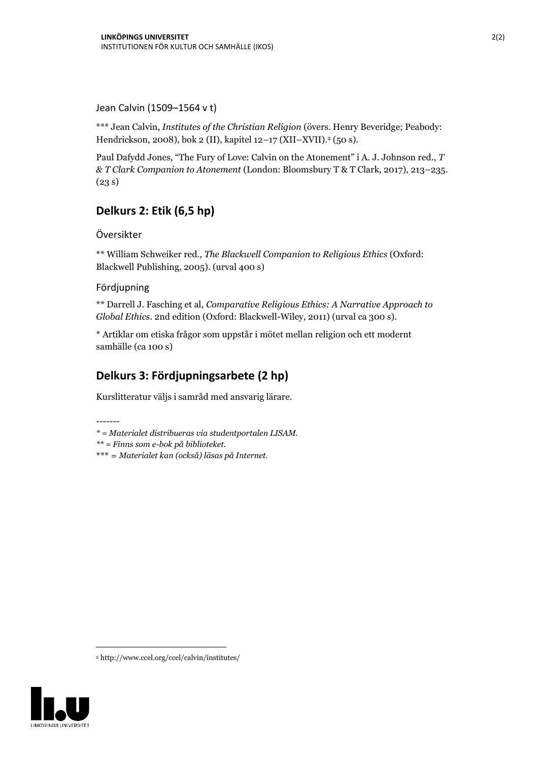Jean Calvin (1509–1564 v t)

*** Jean Calvin, *Institutes of the Christian Religion* (övers. Henry Beveridge; Peabody: Hendrickson, 2008), bok 2 (II), kapitel 12–17 (XII–XVII).[2] (50 s).

Paul Dafydd Jones, "The Fury of Love: Calvin on the Atonement" i A. J. Johnson red., *T & T Clark Companion to Atonement* (London: Bloomsbury T & T Clark, 2017), 213–235. (23 s)

## Delkurs 2: Etik (6,5 hp)

Översikter

** William Schweiker red., *The Blackwell Companion to Religious Ethics* (Oxford: Blackwell Publishing, 2005). (urval 400 s)

Fördjupning

** Darrell J. Fasching et al, *Comparative Religious Ethics: A Narrative Approach to Global Ethics*. 2nd edition (Oxford: Blackwell-Wiley, 2011) (urval ca 300 s).

* Artiklar om etiska frågor som uppstår i mötet mellan religion och ett modernt samhälle (ca 100 s)

## Delkurs 3: Fördjupningsarbete (2 hp)

Kurslitteratur väljs i samråd med ansvarig lärare.

-------

*\* = Materialet distribueras via studentportalen LISAM.*

*\*\* = Finns som e-bok på biblioteket.*

*\*\*\* = Materialet kan (också) läsas på Internet.*

[2] http://www.ccel.org/ccel/calvin/institutes/